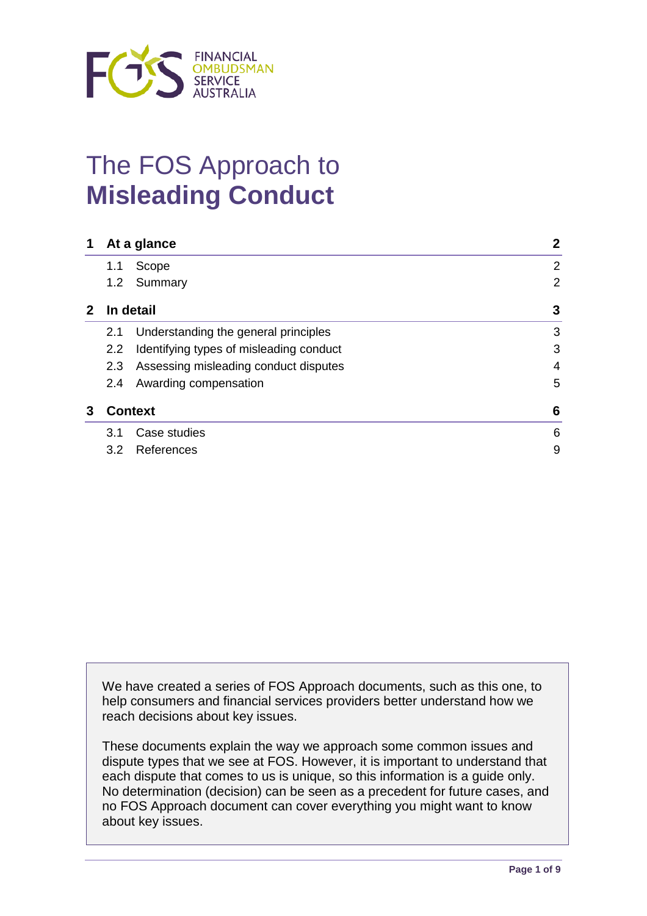FINANCIAL OMBUDSMAN SERVICE AUSTRALIA

# The FOS Approach to **Misleading Conduct**

| | | |
|---|---|---|
| **1** | **At a glance** | **2** |
| 1.1 | Scope | 2 |
| 1.2 | Summary | 2 |
| **2** | **In detail** | **3** |
| 2.1 | Understanding the general principles | 3 |
| 2.2 | Identifying types of misleading conduct | 3 |
| 2.3 | Assessing misleading conduct disputes | 4 |
| 2.4 | Awarding compensation | 5 |
| **3** | **Context** | **6** |
| 3.1 | Case studies | 6 |
| 3.2 | References | 9 |

We have created a series of FOS Approach documents, such as this one, to help consumers and financial services providers better understand how we reach decisions about key issues.

These documents explain the way we approach some common issues and dispute types that we see at FOS. However, it is important to understand that each dispute that comes to us is unique, so this information is a guide only. No determination (decision) can be seen as a precedent for future cases, and no FOS Approach document can cover everything you might want to know about key issues.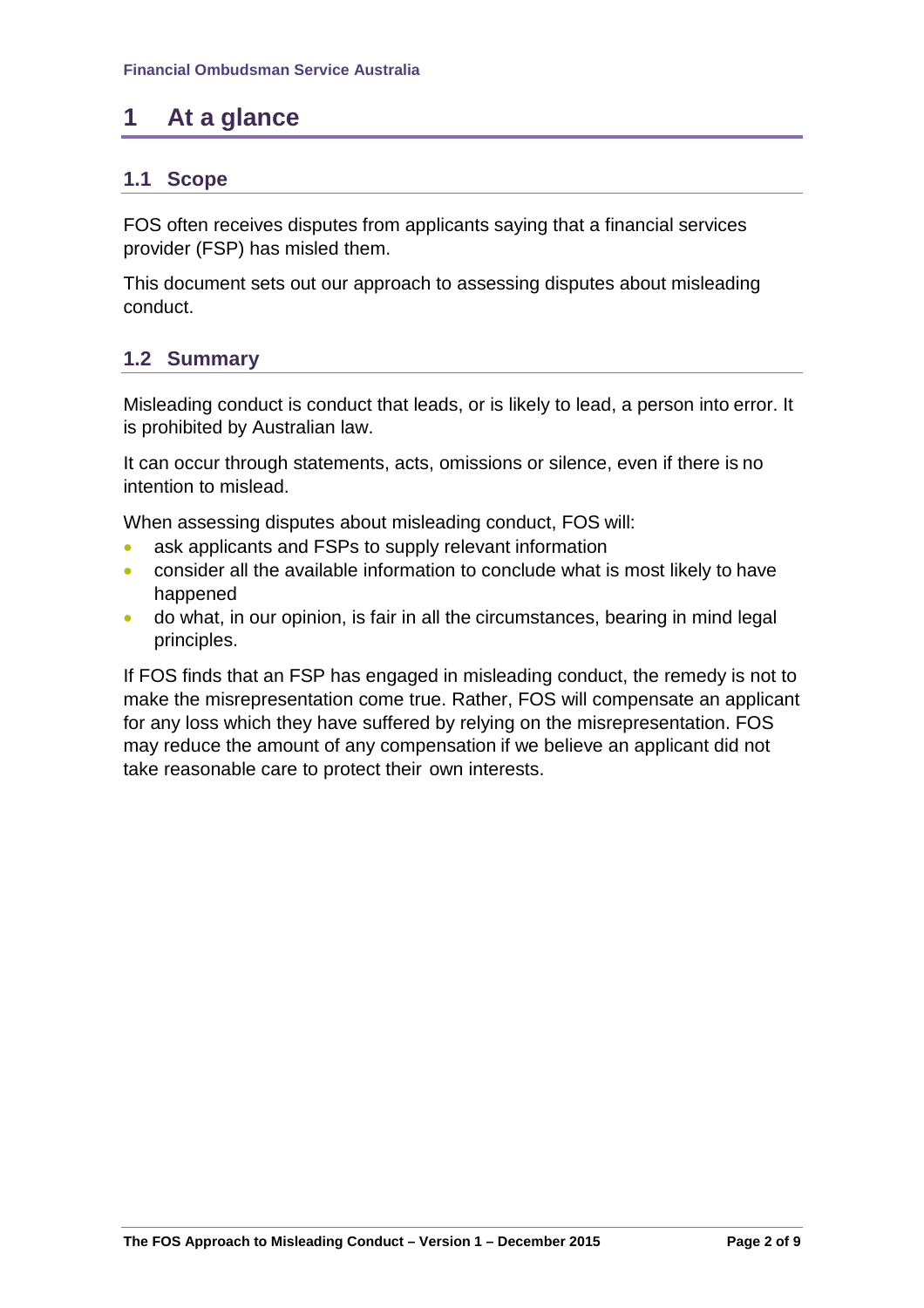# 1 At a glance

## 1.1 Scope

FOS often receives disputes from applicants saying that a financial services provider (FSP) has misled them.

This document sets out our approach to assessing disputes about misleading conduct.

## 1.2 Summary

Misleading conduct is conduct that leads, or is likely to lead, a person into error. It is prohibited by Australian law.

It can occur through statements, acts, omissions or silence, even if there is no intention to mislead.

When assessing disputes about misleading conduct, FOS will:

- ask applicants and FSPs to supply relevant information
- consider all the available information to conclude what is most likely to have happened
- do what, in our opinion, is fair in all the circumstances, bearing in mind legal principles.

If FOS finds that an FSP has engaged in misleading conduct, the remedy is not to make the misrepresentation come true. Rather, FOS will compensate an applicant for any loss which they have suffered by relying on the misrepresentation. FOS may reduce the amount of any compensation if we believe an applicant did not take reasonable care to protect their own interests.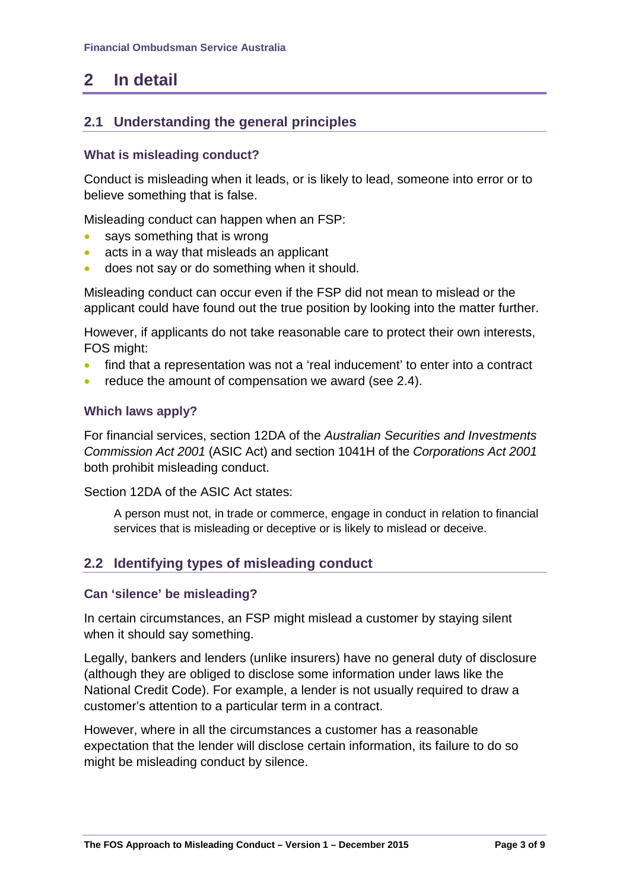# 2 In detail

## 2.1 Understanding the general principles

### What is misleading conduct?

Conduct is misleading when it leads, or is likely to lead, someone into error or to believe something that is false.

Misleading conduct can happen when an FSP:

- says something that is wrong
- acts in a way that misleads an applicant
- does not say or do something when it should.

Misleading conduct can occur even if the FSP did not mean to mislead or the applicant could have found out the true position by looking into the matter further.

However, if applicants do not take reasonable care to protect their own interests, FOS might:

- find that a representation was not a 'real inducement' to enter into a contract
- reduce the amount of compensation we award (see 2.4).

### Which laws apply?

For financial services, section 12DA of the *Australian Securities and Investments Commission Act 2001* (ASIC Act) and section 1041H of the *Corporations Act 2001* both prohibit misleading conduct.

Section 12DA of the ASIC Act states:

> A person must not, in trade or commerce, engage in conduct in relation to financial services that is misleading or deceptive or is likely to mislead or deceive.

## 2.2 Identifying types of misleading conduct

### Can 'silence' be misleading?

In certain circumstances, an FSP might mislead a customer by staying silent when it should say something.

Legally, bankers and lenders (unlike insurers) have no general duty of disclosure (although they are obliged to disclose some information under laws like the National Credit Code). For example, a lender is not usually required to draw a customer's attention to a particular term in a contract.

However, where in all the circumstances a customer has a reasonable expectation that the lender will disclose certain information, its failure to do so might be misleading conduct by silence.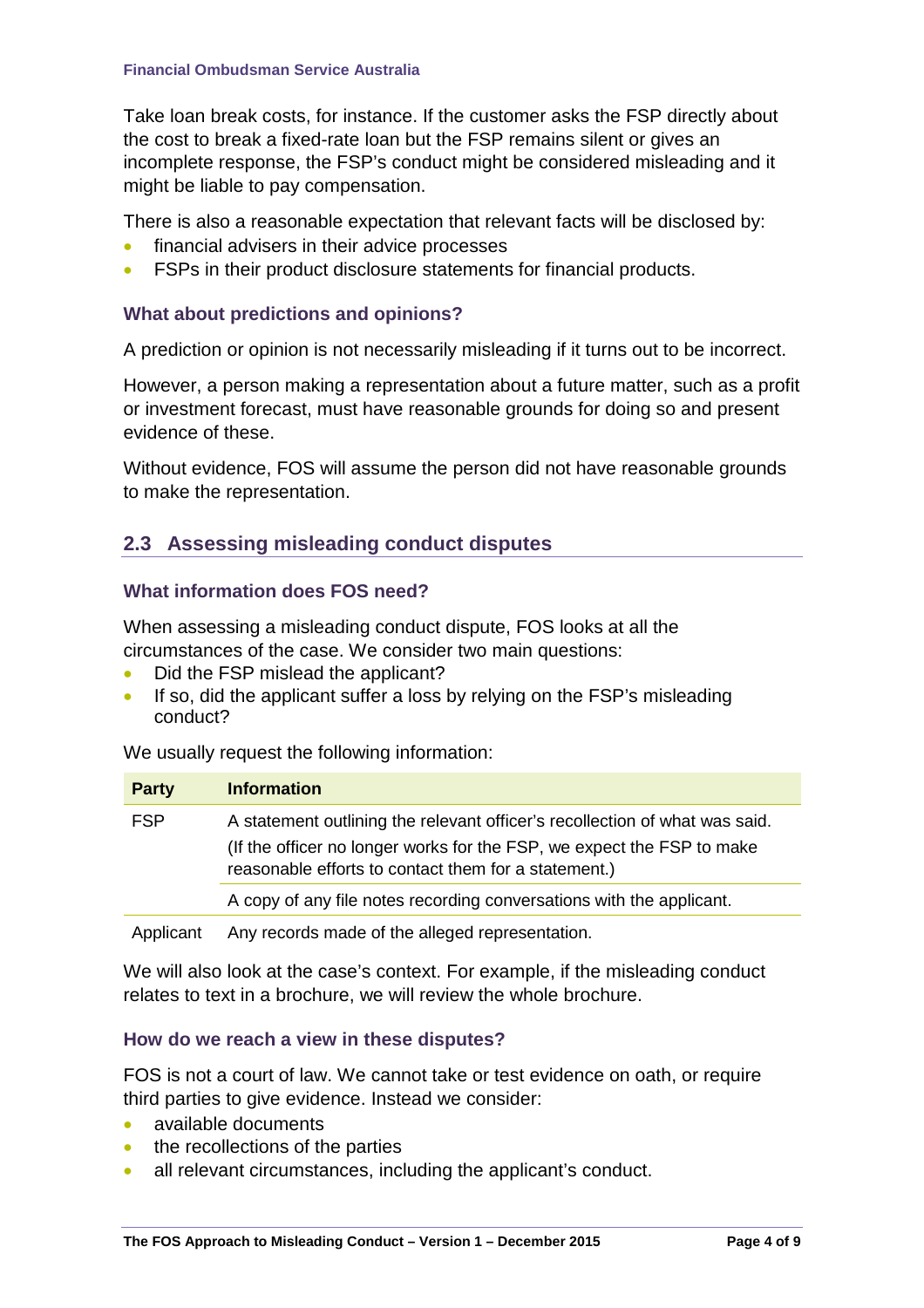Take loan break costs, for instance. If the customer asks the FSP directly about the cost to break a fixed-rate loan but the FSP remains silent or gives an incomplete response, the FSP's conduct might be considered misleading and it might be liable to pay compensation.

There is also a reasonable expectation that relevant facts will be disclosed by:

- financial advisers in their advice processes
- FSPs in their product disclosure statements for financial products.

### What about predictions and opinions?

A prediction or opinion is not necessarily misleading if it turns out to be incorrect.

However, a person making a representation about a future matter, such as a profit or investment forecast, must have reasonable grounds for doing so and present evidence of these.

Without evidence, FOS will assume the person did not have reasonable grounds to make the representation.

## 2.3 Assessing misleading conduct disputes

### What information does FOS need?

When assessing a misleading conduct dispute, FOS looks at all the circumstances of the case. We consider two main questions:

- Did the FSP mislead the applicant?
- If so, did the applicant suffer a loss by relying on the FSP's misleading conduct?

We usually request the following information:

| Party | Information |
|---|---|
| FSP | A statement outlining the relevant officer's recollection of what was said. (If the officer no longer works for the FSP, we expect the FSP to make reasonable efforts to contact them for a statement.) |
| | A copy of any file notes recording conversations with the applicant. |
| Applicant | Any records made of the alleged representation. |

We will also look at the case's context. For example, if the misleading conduct relates to text in a brochure, we will review the whole brochure.

### How do we reach a view in these disputes?

FOS is not a court of law. We cannot take or test evidence on oath, or require third parties to give evidence. Instead we consider:

- available documents
- the recollections of the parties
- all relevant circumstances, including the applicant's conduct.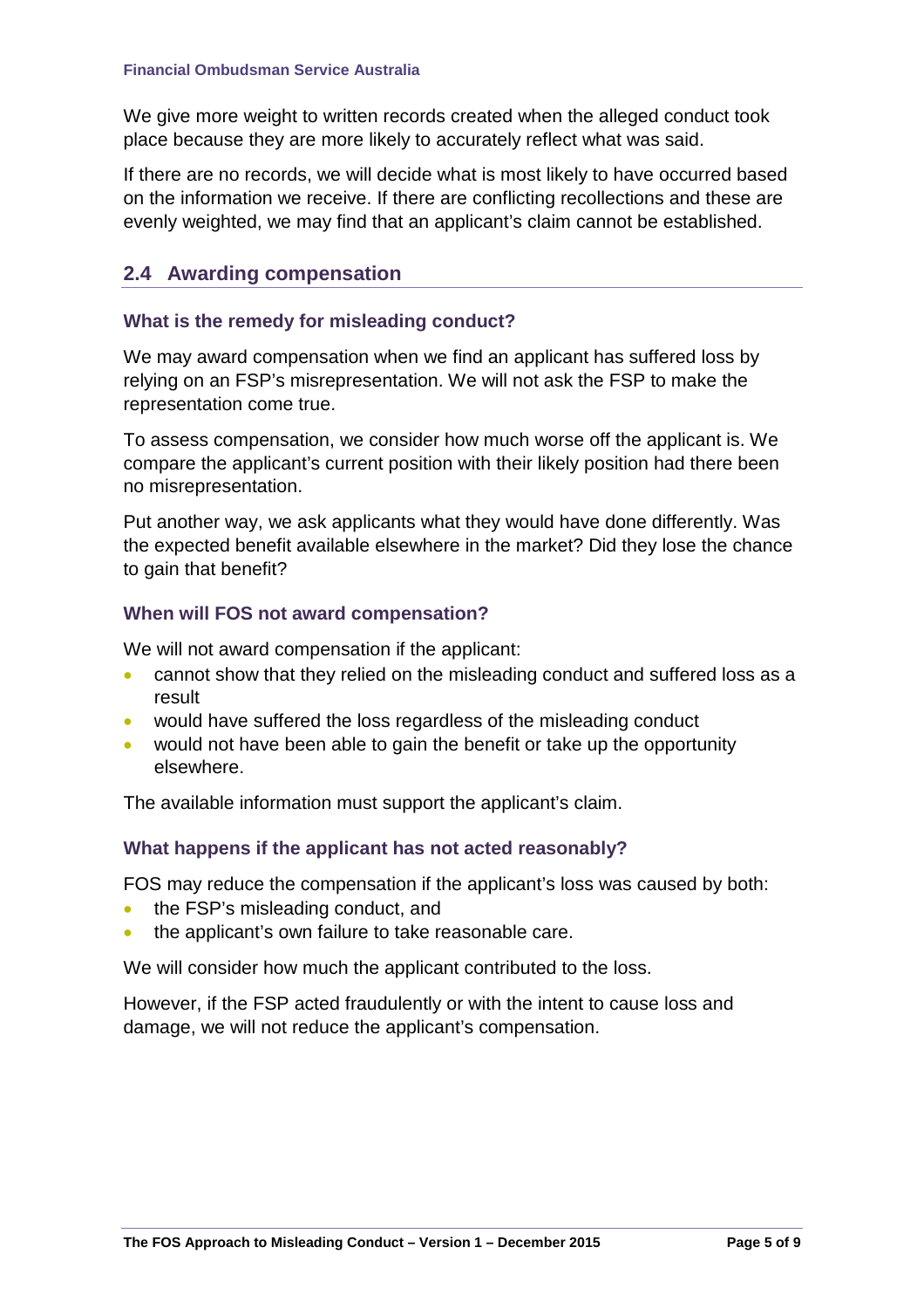We give more weight to written records created when the alleged conduct took place because they are more likely to accurately reflect what was said.

If there are no records, we will decide what is most likely to have occurred based on the information we receive. If there are conflicting recollections and these are evenly weighted, we may find that an applicant's claim cannot be established.

## 2.4 Awarding compensation

### What is the remedy for misleading conduct?

We may award compensation when we find an applicant has suffered loss by relying on an FSP's misrepresentation. We will not ask the FSP to make the representation come true.

To assess compensation, we consider how much worse off the applicant is. We compare the applicant's current position with their likely position had there been no misrepresentation.

Put another way, we ask applicants what they would have done differently. Was the expected benefit available elsewhere in the market? Did they lose the chance to gain that benefit?

### When will FOS not award compensation?

We will not award compensation if the applicant:

- cannot show that they relied on the misleading conduct and suffered loss as a result
- would have suffered the loss regardless of the misleading conduct
- would not have been able to gain the benefit or take up the opportunity elsewhere.

The available information must support the applicant's claim.

### What happens if the applicant has not acted reasonably?

FOS may reduce the compensation if the applicant's loss was caused by both:

- the FSP's misleading conduct, and
- the applicant's own failure to take reasonable care.

We will consider how much the applicant contributed to the loss.

However, if the FSP acted fraudulently or with the intent to cause loss and damage, we will not reduce the applicant's compensation.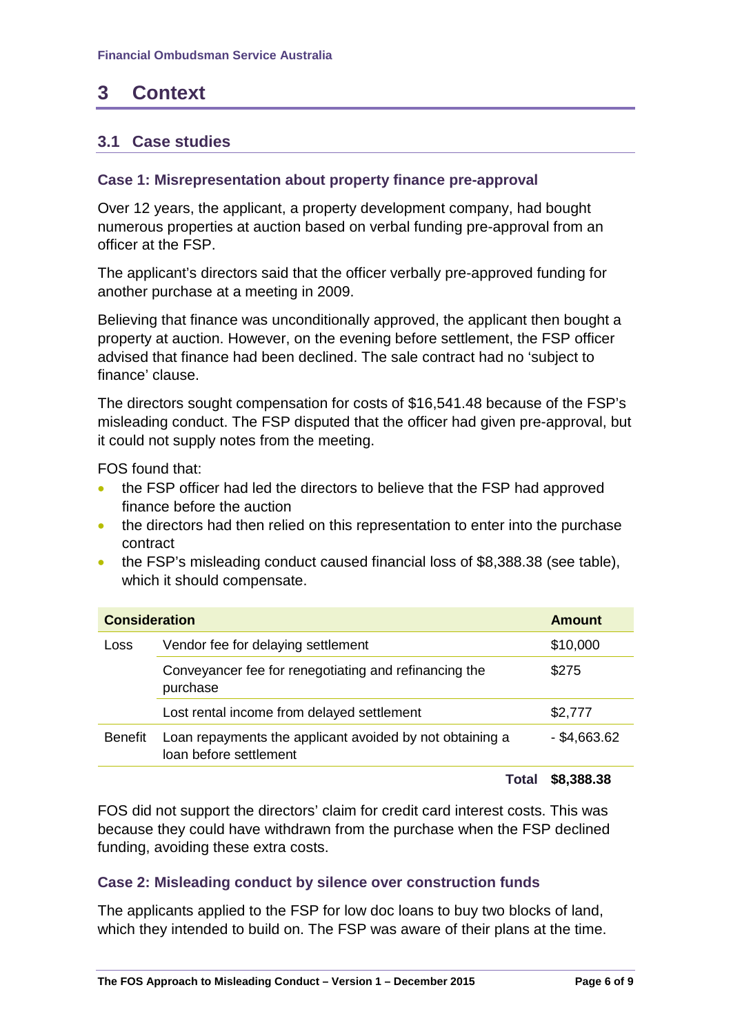# 3 Context

## 3.1 Case studies

### Case 1: Misrepresentation about property finance pre-approval

Over 12 years, the applicant, a property development company, had bought numerous properties at auction based on verbal funding pre-approval from an officer at the FSP.

The applicant's directors said that the officer verbally pre-approved funding for another purchase at a meeting in 2009.

Believing that finance was unconditionally approved, the applicant then bought a property at auction. However, on the evening before settlement, the FSP officer advised that finance had been declined. The sale contract had no 'subject to finance' clause.

The directors sought compensation for costs of $16,541.48 because of the FSP's misleading conduct. The FSP disputed that the officer had given pre-approval, but it could not supply notes from the meeting.

FOS found that:

- the FSP officer had led the directors to believe that the FSP had approved finance before the auction
- the directors had then relied on this representation to enter into the purchase contract
- the FSP's misleading conduct caused financial loss of $8,388.38 (see table), which it should compensate.

| Consideration | | Amount |
|---|---|---|
| Loss | Vendor fee for delaying settlement | $10,000 |
| | Conveyancer fee for renegotiating and refinancing the purchase | $275 |
| | Lost rental income from delayed settlement | $2,777 |
| Benefit | Loan repayments the applicant avoided by not obtaining a loan before settlement | - $4,663.62 |
| | **Total** | **$8,388.38** |

FOS did not support the directors' claim for credit card interest costs. This was because they could have withdrawn from the purchase when the FSP declined funding, avoiding these extra costs.

### Case 2: Misleading conduct by silence over construction funds

The applicants applied to the FSP for low doc loans to buy two blocks of land, which they intended to build on. The FSP was aware of their plans at the time.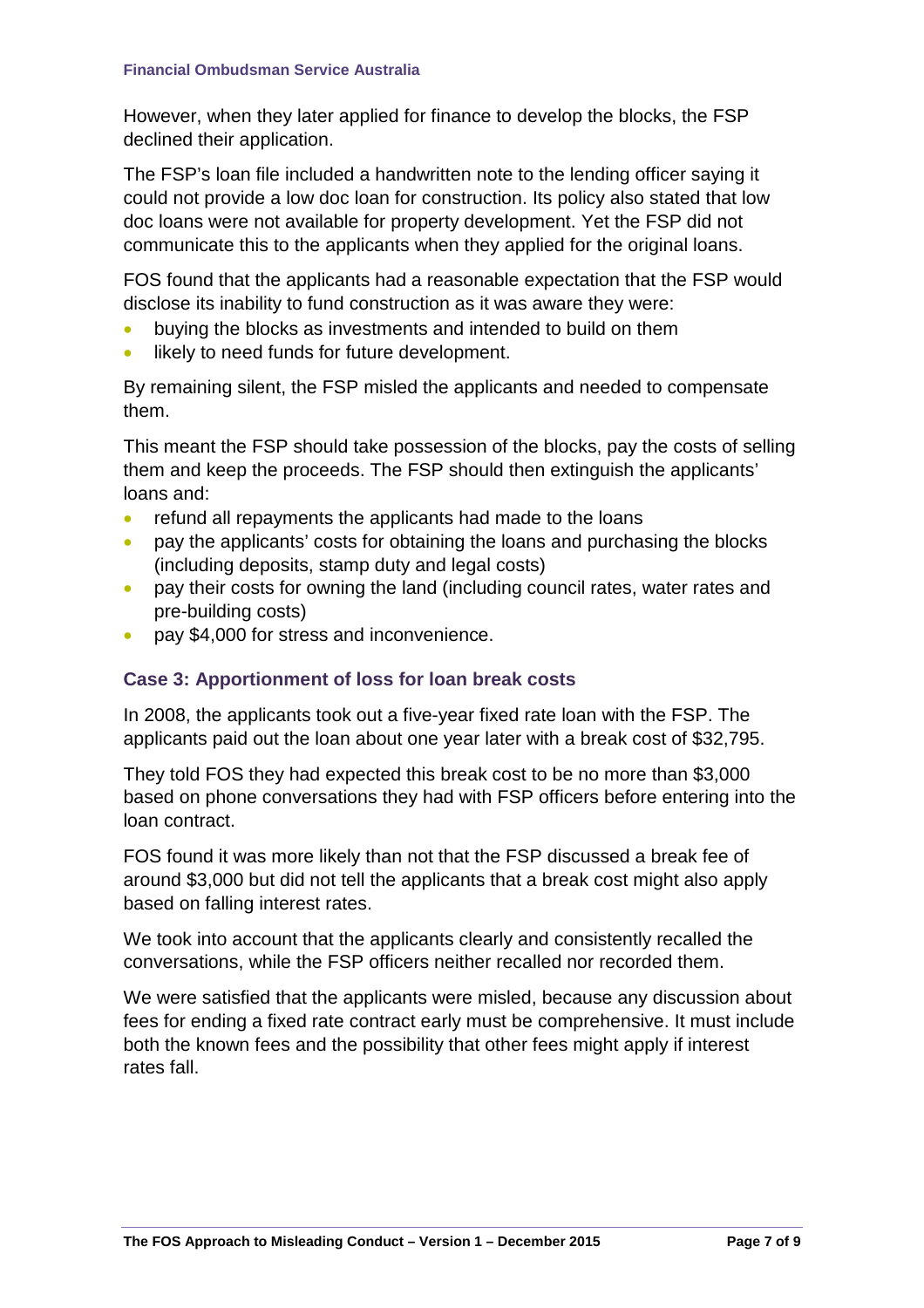However, when they later applied for finance to develop the blocks, the FSP declined their application.

The FSP's loan file included a handwritten note to the lending officer saying it could not provide a low doc loan for construction. Its policy also stated that low doc loans were not available for property development. Yet the FSP did not communicate this to the applicants when they applied for the original loans.

FOS found that the applicants had a reasonable expectation that the FSP would disclose its inability to fund construction as it was aware they were:

- buying the blocks as investments and intended to build on them
- likely to need funds for future development.

By remaining silent, the FSP misled the applicants and needed to compensate them.

This meant the FSP should take possession of the blocks, pay the costs of selling them and keep the proceeds. The FSP should then extinguish the applicants' loans and:

- refund all repayments the applicants had made to the loans
- pay the applicants' costs for obtaining the loans and purchasing the blocks (including deposits, stamp duty and legal costs)
- pay their costs for owning the land (including council rates, water rates and pre-building costs)
- pay $4,000 for stress and inconvenience.

### Case 3: Apportionment of loss for loan break costs

In 2008, the applicants took out a five-year fixed rate loan with the FSP. The applicants paid out the loan about one year later with a break cost of $32,795.

They told FOS they had expected this break cost to be no more than $3,000 based on phone conversations they had with FSP officers before entering into the loan contract.

FOS found it was more likely than not that the FSP discussed a break fee of around $3,000 but did not tell the applicants that a break cost might also apply based on falling interest rates.

We took into account that the applicants clearly and consistently recalled the conversations, while the FSP officers neither recalled nor recorded them.

We were satisfied that the applicants were misled, because any discussion about fees for ending a fixed rate contract early must be comprehensive. It must include both the known fees and the possibility that other fees might apply if interest rates fall.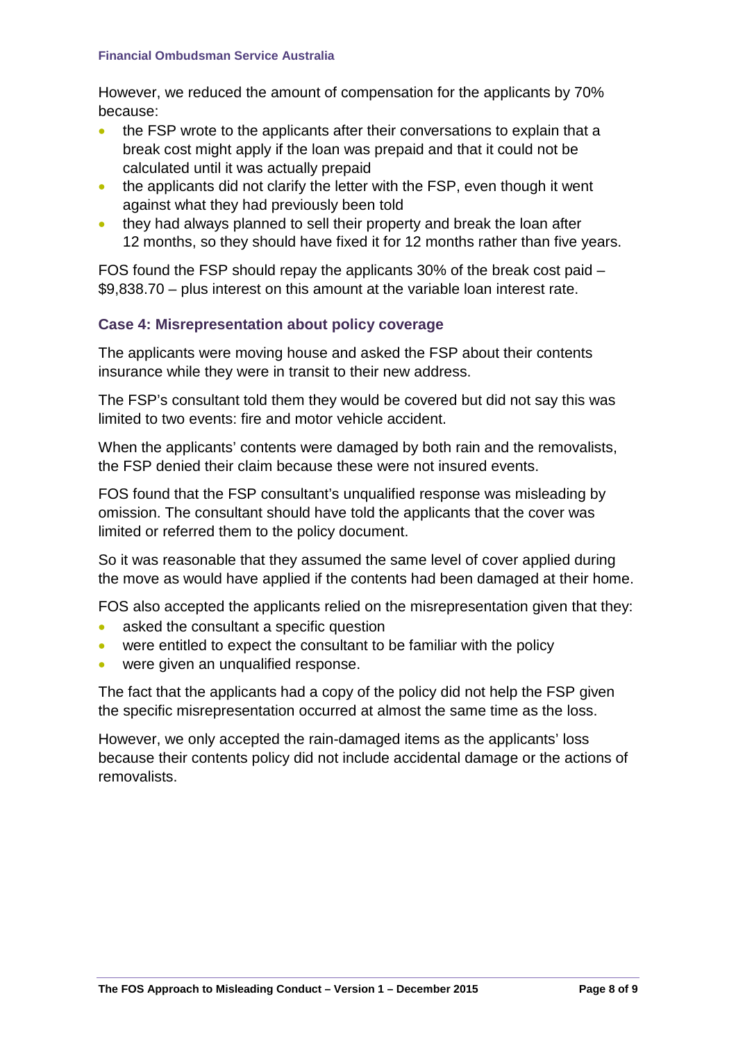However, we reduced the amount of compensation for the applicants by 70% because:

- the FSP wrote to the applicants after their conversations to explain that a break cost might apply if the loan was prepaid and that it could not be calculated until it was actually prepaid
- the applicants did not clarify the letter with the FSP, even though it went against what they had previously been told
- they had always planned to sell their property and break the loan after 12 months, so they should have fixed it for 12 months rather than five years.

FOS found the FSP should repay the applicants 30% of the break cost paid – $9,838.70 – plus interest on this amount at the variable loan interest rate.

### Case 4: Misrepresentation about policy coverage

The applicants were moving house and asked the FSP about their contents insurance while they were in transit to their new address.

The FSP's consultant told them they would be covered but did not say this was limited to two events: fire and motor vehicle accident.

When the applicants' contents were damaged by both rain and the removalists, the FSP denied their claim because these were not insured events.

FOS found that the FSP consultant's unqualified response was misleading by omission. The consultant should have told the applicants that the cover was limited or referred them to the policy document.

So it was reasonable that they assumed the same level of cover applied during the move as would have applied if the contents had been damaged at their home.

FOS also accepted the applicants relied on the misrepresentation given that they:

- asked the consultant a specific question
- were entitled to expect the consultant to be familiar with the policy
- were given an unqualified response.

The fact that the applicants had a copy of the policy did not help the FSP given the specific misrepresentation occurred at almost the same time as the loss.

However, we only accepted the rain-damaged items as the applicants' loss because their contents policy did not include accidental damage or the actions of removalists.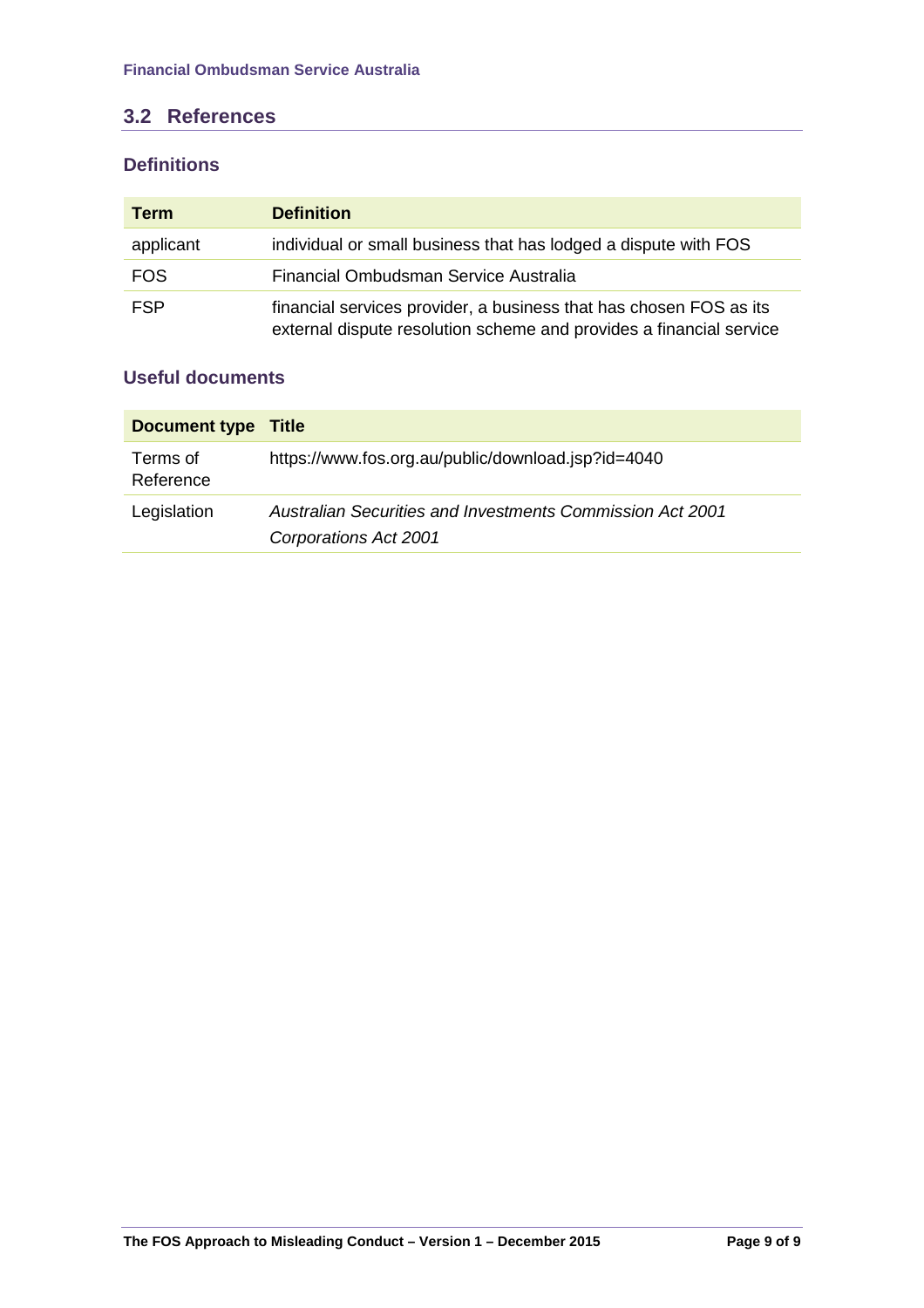## 3.2 References

### Definitions

| Term | Definition |
|---|---|
| applicant | individual or small business that has lodged a dispute with FOS |
| FOS | Financial Ombudsman Service Australia |
| FSP | financial services provider, a business that has chosen FOS as its external dispute resolution scheme and provides a financial service |

### Useful documents

| Document type | Title |
|---|---|
| Terms of Reference | https://www.fos.org.au/public/download.jsp?id=4040 |
| Legislation | *Australian Securities and Investments Commission Act 2001*<br>*Corporations Act 2001* |